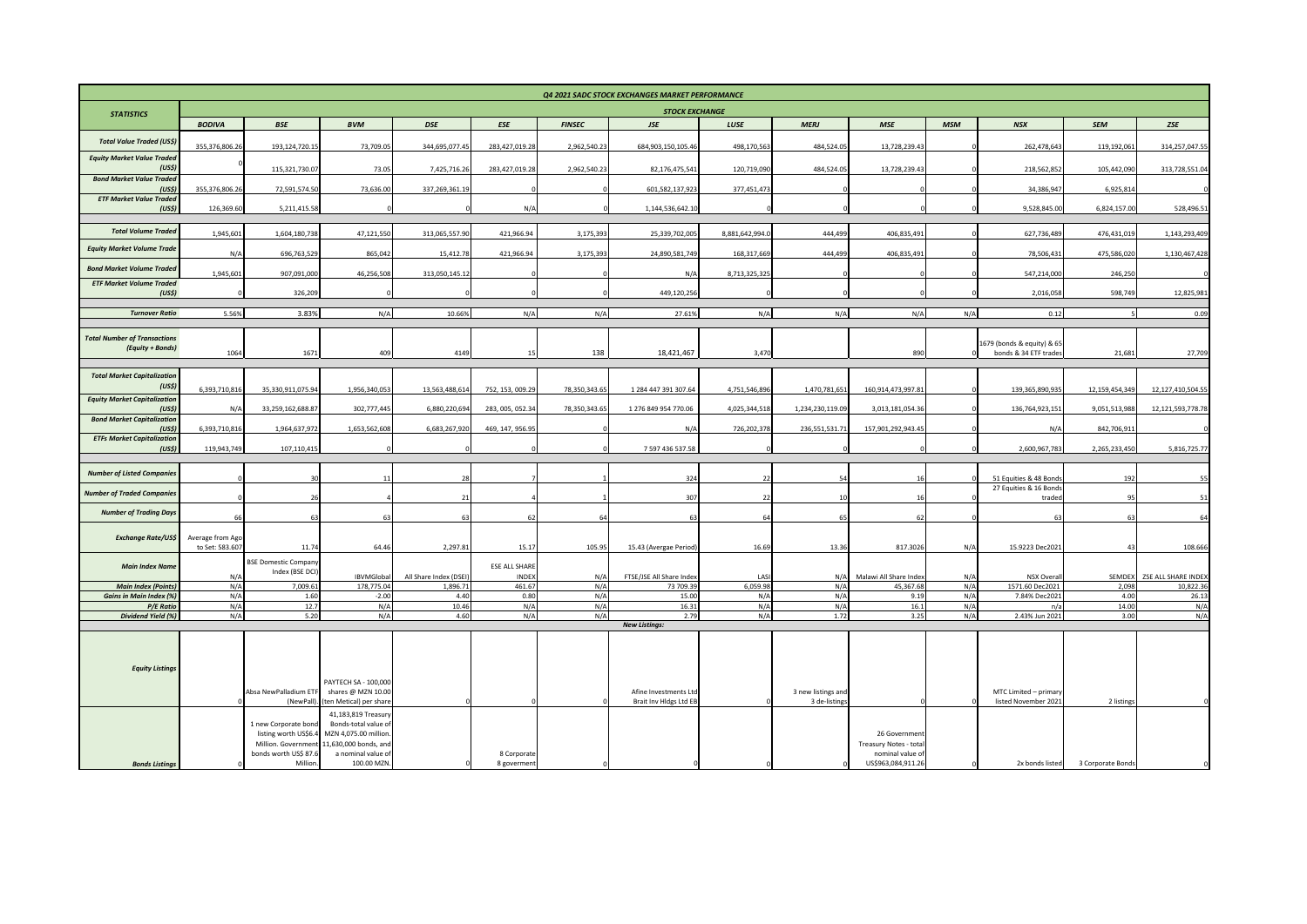| Q4 2021 SADC STOCK EXCHANGES MARKET PERFORMANCE | | | | | | | | | | | | | | |
|---|---|---|---|---|---|---|---|---|---|---|---|---|---|---|
| **STATISTICS** | **STOCK EXCHANGE** | | | | | | | | | | | | | |
| | **BODIVA** | **BSE** | **BVM** | **DSE** | **ESE** | **FINSEC** | **JSE** | **LUSE** | **MERJ** | **MSE** | **MSM** | **NSX** | **SEM** | **ZSE** |
| **Total Value Traded (US$)** | 355,376,806.26 | 193,124,720.15 | 73,709.05 | 344,695,077.45 | 283,427,019.28 | 2,962,540.23 | 684,903,150,105.46 | 498,170,563 | 484,524.05 | 13,728,239.43 | 0 | 262,478,643 | 119,192,061 | 314,257,047.55 |
| **Equity Market Value Traded (US$)** | 0 | 115,321,730.07 | 73.05 | 7,425,716.26 | 283,427,019.28 | 2,962,540.23 | 82,176,475,541 | 120,719,090 | 484,524.05 | 13,728,239.43 | 0 | 218,562,852 | 105,442,090 | 313,728,551.04 |
| **Bond Market Value Traded (US$)** | 355,376,806.26 | 72,591,574.50 | 73,636.00 | 337,269,361.19 | 0 | 0 | 601,582,137,923 | 377,451,473 | 0 | 0 | 0 | 34,386,947 | 6,925,814 | 0 |
| **ETF Market Value Traded (US$)** | 126,369.60 | 5,211,415.58 | 0 | 0 | N/A | 0 | 1,144,536,642.10 | 0 | 0 | 0 | 0 | 9,528,845.00 | 6,824,157.00 | 528,496.51 |
| **Total Volume Traded** | 1,945,601 | 1,604,180,738 | 47,121,550 | 313,065,557.90 | 421,966.94 | 3,175,393 | 25,339,702,005 | 8,881,642,994.0 | 444,499 | 406,835,491 | 0 | 627,736,489 | 476,431,019 | 1,143,293,409 |
| **Equity Market Volume Trade** | N/A | 696,763,529 | 865,042 | 15,412.78 | 421,966.94 | 3,175,393 | 24,890,581,749 | 168,317,669 | 444,499 | 406,835,491 | 0 | 78,506,431 | 475,586,020 | 1,130,467,428 |
| **Bond Market Volume Traded** | 1,945,601 | 907,091,000 | 46,256,508 | 313,050,145.12 | 0 | 0 | N/A | 8,713,325,325 | 0 | 0 | 0 | 547,214,000 | 246,250 | 0 |
| **ETF Market Volume Traded (US$)** | 0 | 326,209 | 0 | 0 | 0 | 0 | 449,120,256 | 0 | 0 | 0 | 0 | 2,016,058 | 598,749 | 12,825,981 |
| **Turnover Ratio** | 5.56% | 3.83% | N/A | 10.66% | N/A | N/A | 27.61% | N/A | N/A | N/A | N/A | 0.12 | 5 | 0.09 |
| **Total Number of Transactions (Equity + Bonds)** | 1064 | 1671 | 409 | 4149 | 15 | 138 | 18,421,467 | 3,470 | | 890 | 0 | 1679 (bonds & equity) & 65 bonds & 34 ETF trades | 21,681 | 27,709 |
| **Total Market Capitalization (US$)** | 6,393,710,816 | 35,330,911,075.94 | 1,956,340,053 | 13,563,488,614 | 752, 153, 009.29 | 78,350,343.65 | 1 284 447 391 307.64 | 4,751,546,896 | 1,470,781,651 | 160,914,473,997.81 | 0 | 139,365,890,935 | 12,159,454,349 | 12,127,410,504.55 |
| **Equity Market Capitalization (US$)** | N/A | 33,259,162,688.87 | 302,777,445 | 6,880,220,694 | 283, 005, 052.34 | 78,350,343.65 | 1 276 849 954 770.06 | 4,025,344,518 | 1,234,230,119.09 | 3,013,181,054.36 | 0 | 136,764,923,151 | 9,051,513,988 | 12,121,593,778.78 |
| **Bond Market Capitalization (US$)** | 6,393,710,816 | 1,964,637,972 | 1,653,562,608 | 6,683,267,920 | 469, 147, 956.95 | 0 | N/A | 726,202,378 | 236,551,531.71 | 157,901,292,943.45 | 0 | N/A | 842,706,911 | 0 |
| **ETFs Market Capitalization (US$)** | 119,943,749 | 107,110,415 | 0 | 0 | 0 | 0 | 7 597 436 537.58 | 0 | 0 | 0 | 0 | 2,600,967,783 | 2,265,233,450 | 5,816,725.77 |
| **Number of Listed Companies** | 0 | 30 | 11 | 28 | 7 | 1 | 324 | 22 | 54 | 16 | 0 | 51 Equities & 48 Bonds | 192 | 55 |
| **Number of Traded Companies** | 0 | 26 | 4 | 21 | 4 | 1 | 307 | 22 | 10 | 16 | 0 | 27 Equities & 16 Bonds traded | 95 | 51 |
| **Number of Trading Days** | 66 | 63 | 63 | 63 | 62 | 64 | 63 | 64 | 65 | 62 | 0 | 63 | 63 | 64 |
| **Exchange Rate/US$** | Average from Ago to Set: 583.607 | 11.74 | 64.46 | 2,297.81 | 15.17 | 105.95 | 15.43 (Avergae Period) | 16.69 | 13.36 | 817.3026 | N/A | 15.9223 Dec2021 | 43 | 108.666 |
| **Main Index Name** | N/A | BSE Domestic Company Index (BSE DCI) | IBVMGlobal | All Share Index (DSEI) | ESE ALL SHARE INDEX | N/A | FTSE/JSE All Share Index | LASI | N/A | Malawi All Share Index | N/A | NSX Overall | SEMDEX | ZSE ALL SHARE INDEX |
| **Main Index (Points)** | N/A | 7,009.61 | 178,775.04 | 1,896.71 | 461.67 | N/A | 73 709.39 | 6,059.98 | N/A | 45,367.68 | N/A | 1571.60 Dec2021 | 2,098 | 10,822.36 |
| **Gains in Main Index (%)** | N/A | 1.60 | -2.00 | 4.40 | 0.80 | N/A | 15.00 | N/A | N/A | 9.19 | N/A | 7.84% Dec2021 | 4.00 | 26.13 |
| **P/E Ratio** | N/A | 12.7 | N/A | 10.46 | N/A | N/A | 16.31 | N/A | N/A | 16.1 | N/A | n/a | 14.00 | N/A |
| **Dividend Yield (%)** | N/A | 5.20 | N/A | 4.60 | N/A | N/A | 2.79 | N/A | 1.72 | 3.25 | N/A | 2.43% Jun 2021 | 3.00 | N/A |
| | | | | | | | ***New Listings:*** | | | | | | | |
| **Equity Listings** | 0 | Absa NewPalladium ETF (NewPall). | PAYTECH SA - 100,000 shares @ MZN 10.00 (ten Metical) per share | 0 | 0 | 0 | Afine Investments Ltd Brait Inv Hldgs Ltd EB | 0 | 3 new listings and 3 de-listings | 0 | 0 | MTC Limited – primary listed November 2021 | 2 listings | 0 |
| **Bonds Listings** | 0 | 1 new Corporate bond listing worth US$6.4 Million. Government bonds worth US$ 87.6 Million. | 41,183,819 Treasury Bonds-total value of MZN 4,075.00 million. 11,630,000 bonds, and a nominal value of 100.00 MZN. | 0 | 8 Corporate 8 goverment | 0 | 0 | 0 | 0 | 26 Government Treasury Notes - total nominal value of US$963,084,911.26 | 0 | 2x bonds listed | 3 Corporate Bonds | 0 |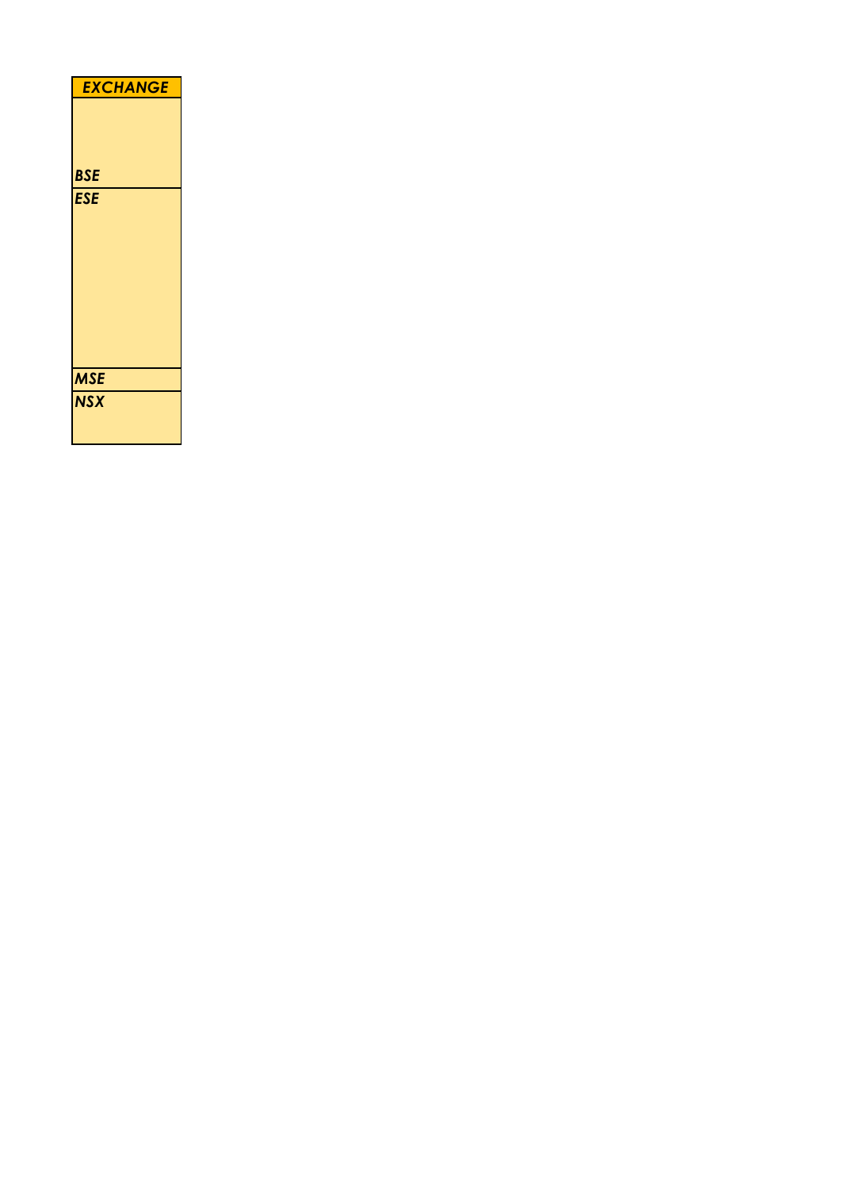| *EXCHANGE* |
| --- |
| ***BSE*** |
| ***ESE*** |
| ***MSE*** |
| ***NSX*** |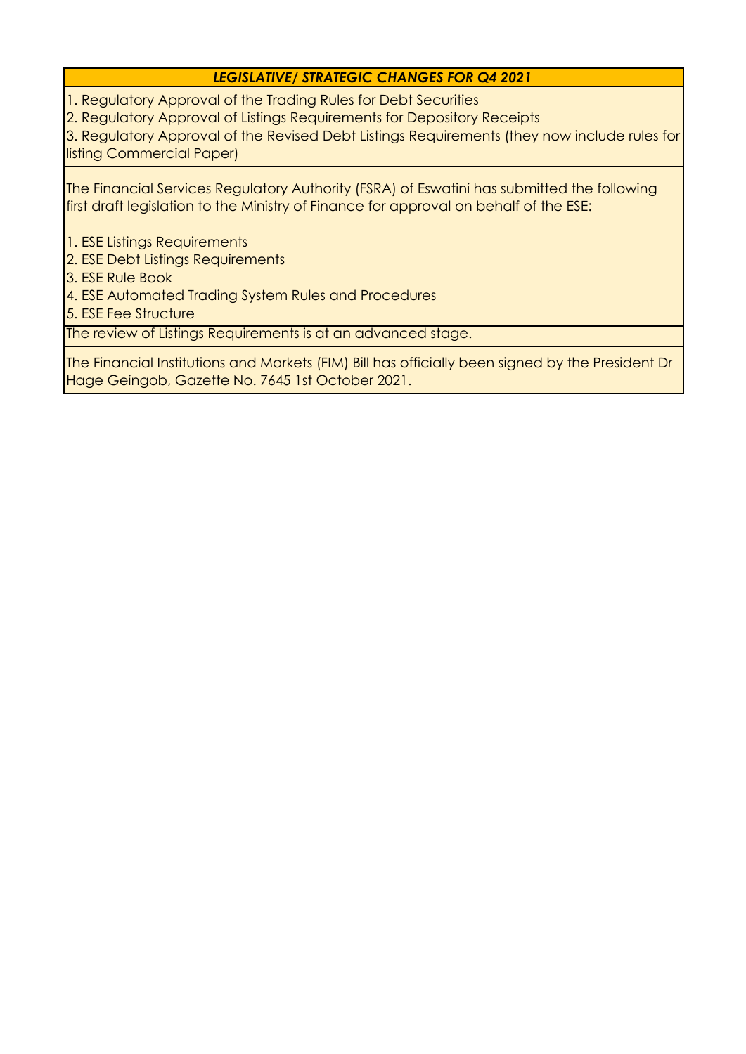## *LEGISLATIVE/ STRATEGIC CHANGES FOR Q4 2021*

1. Regulatory Approval of the Trading Rules for Debt Securities
2. Regulatory Approval of Listings Requirements for Depository Receipts
3. Regulatory Approval of the Revised Debt Listings Requirements (they now include rules for listing Commercial Paper)

The Financial Services Regulatory Authority (FSRA) of Eswatini has submitted the following first draft legislation to the Ministry of Finance for approval on behalf of the ESE:

1. ESE Listings Requirements
2. ESE Debt Listings Requirements
3. ESE Rule Book
4. ESE Automated Trading System Rules and Procedures
5. ESE Fee Structure

The review of Listings Requirements is at an advanced stage.

The Financial Institutions and Markets (FIM) Bill has officially been signed by the President Dr Hage Geingob, Gazette No. 7645 1st October 2021.